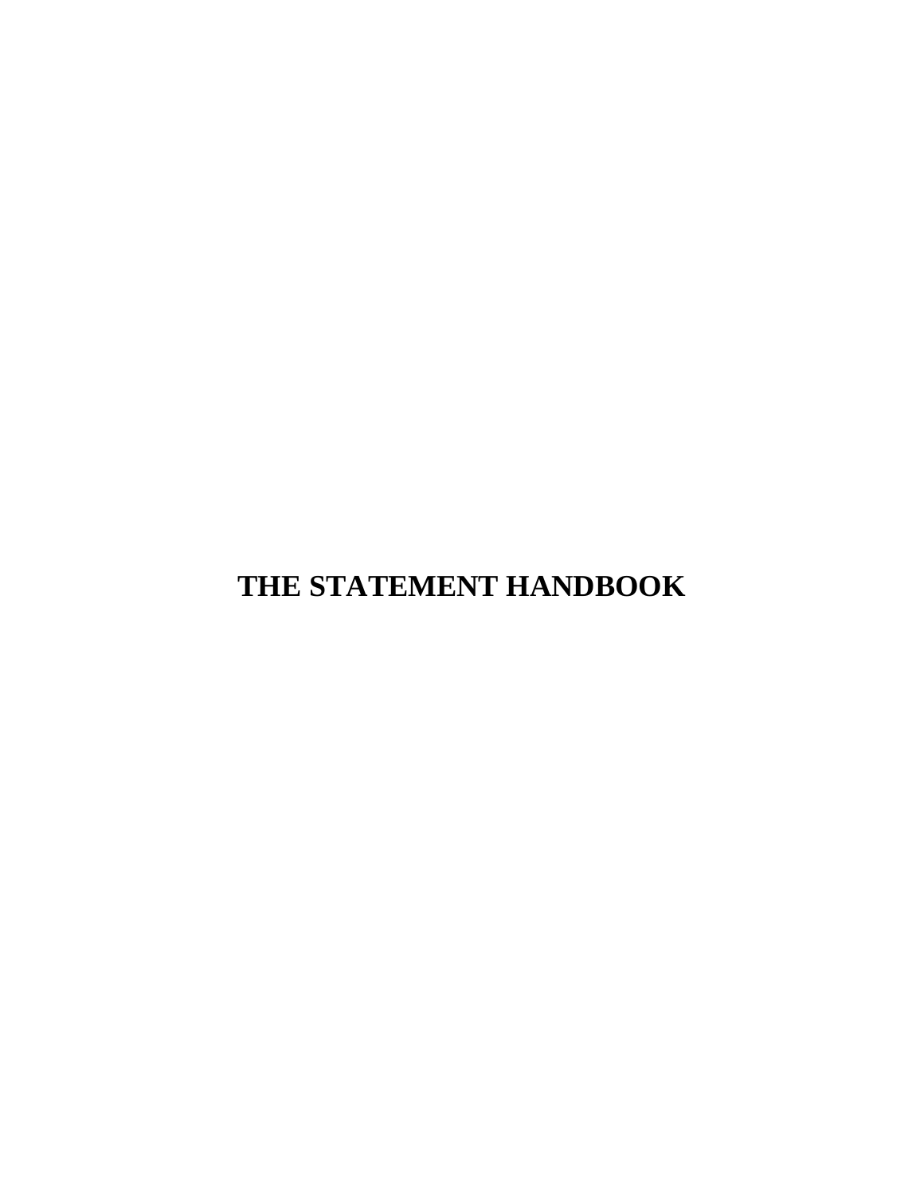# THE STATEMENT HANDBOOK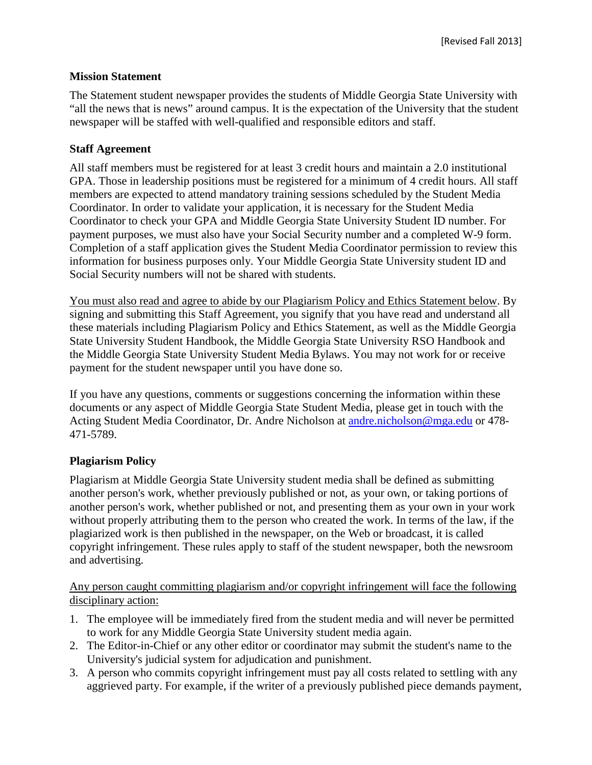[Revised Fall 2013]

## Mission Statement

The Statement student newspaper provides the students of Middle Georgia State University with "all the news that is news" around campus. It is the expectation of the University that the student newspaper will be staffed with well-qualified and responsible editors and staff.

## Staff Agreement

All staff members must be registered for at least 3 credit hours and maintain a 2.0 institutional GPA. Those in leadership positions must be registered for a minimum of 4 credit hours. All staff members are expected to attend mandatory training sessions scheduled by the Student Media Coordinator. In order to validate your application, it is necessary for the Student Media Coordinator to check your GPA and Middle Georgia State University Student ID number. For payment purposes, we must also have your Social Security number and a completed W-9 form. Completion of a staff application gives the Student Media Coordinator permission to review this information for business purposes only. Your Middle Georgia State University student ID and Social Security numbers will not be shared with students.

<u>You must also read and agree to abide by our Plagiarism Policy and Ethics Statement below</u>. By signing and submitting this Staff Agreement, you signify that you have read and understand all these materials including Plagiarism Policy and Ethics Statement, as well as the Middle Georgia State University Student Handbook, the Middle Georgia State University RSO Handbook and the Middle Georgia State University Student Media Bylaws. You may not work for or receive payment for the student newspaper until you have done so.

If you have any questions, comments or suggestions concerning the information within these documents or any aspect of Middle Georgia State Student Media, please get in touch with the Acting Student Media Coordinator, Dr. Andre Nicholson at andre.nicholson@mga.edu or 478-471-5789.

## Plagiarism Policy

Plagiarism at Middle Georgia State University student media shall be defined as submitting another person's work, whether previously published or not, as your own, or taking portions of another person's work, whether published or not, and presenting them as your own in your work without properly attributing them to the person who created the work. In terms of the law, if the plagiarized work is then published in the newspaper, on the Web or broadcast, it is called copyright infringement. These rules apply to staff of the student newspaper, both the newsroom and advertising.

<u>Any person caught committing plagiarism and/or copyright infringement will face the following disciplinary action:</u>

1. The employee will be immediately fired from the student media and will never be permitted to work for any Middle Georgia State University student media again.
2. The Editor-in-Chief or any other editor or coordinator may submit the student's name to the University's judicial system for adjudication and punishment.
3. A person who commits copyright infringement must pay all costs related to settling with any aggrieved party. For example, if the writer of a previously published piece demands payment,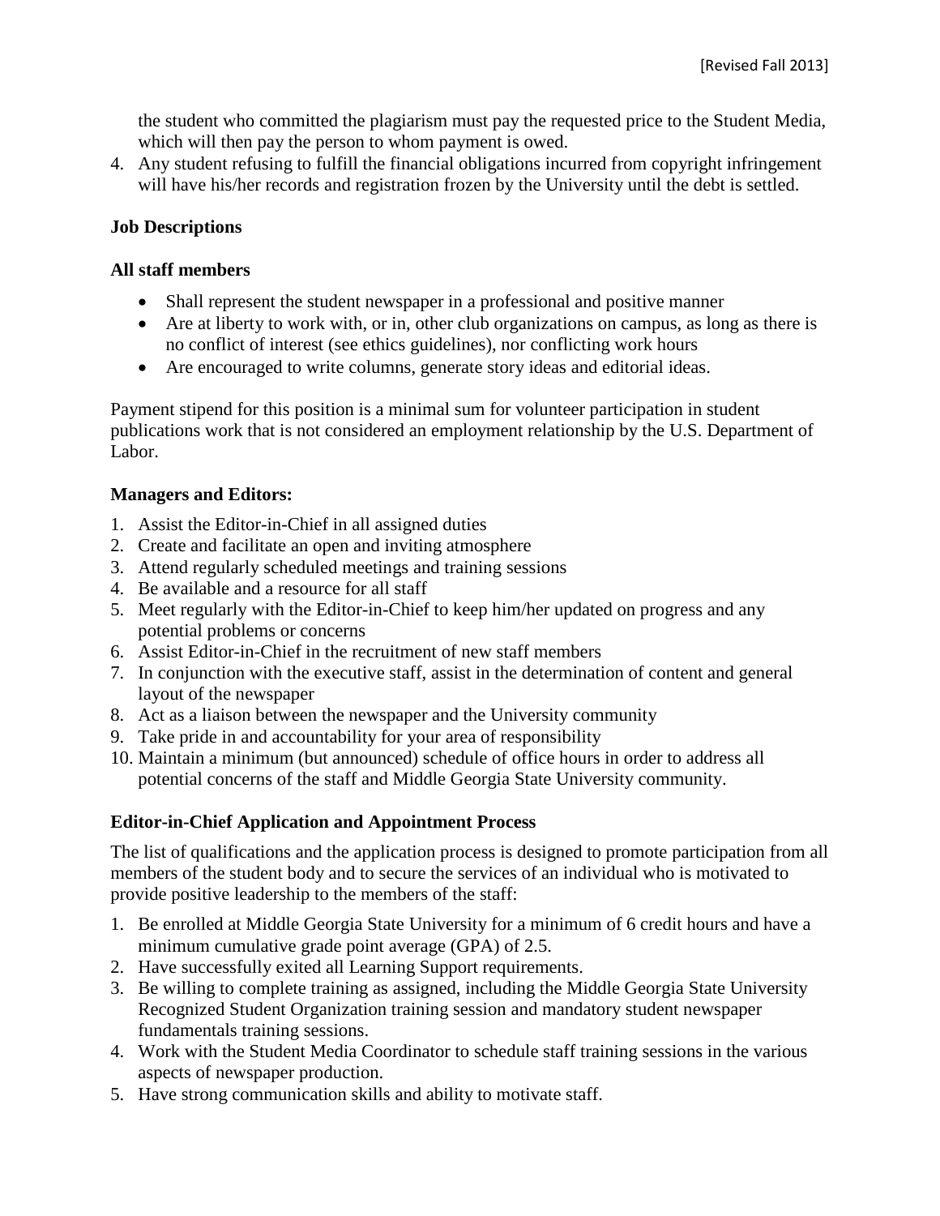the student who committed the plagiarism must pay the requested price to the Student Media, which will then pay the person to whom payment is owed.

4. Any student refusing to fulfill the financial obligations incurred from copyright infringement will have his/her records and registration frozen by the University until the debt is settled.

**Job Descriptions**

**All staff members**

- Shall represent the student newspaper in a professional and positive manner
- Are at liberty to work with, or in, other club organizations on campus, as long as there is no conflict of interest (see ethics guidelines), nor conflicting work hours
- Are encouraged to write columns, generate story ideas and editorial ideas.

Payment stipend for this position is a minimal sum for volunteer participation in student publications work that is not considered an employment relationship by the U.S. Department of Labor.

**Managers and Editors:**

1. Assist the Editor-in-Chief in all assigned duties
2. Create and facilitate an open and inviting atmosphere
3. Attend regularly scheduled meetings and training sessions
4. Be available and a resource for all staff
5. Meet regularly with the Editor-in-Chief to keep him/her updated on progress and any potential problems or concerns
6. Assist Editor-in-Chief in the recruitment of new staff members
7. In conjunction with the executive staff, assist in the determination of content and general layout of the newspaper
8. Act as a liaison between the newspaper and the University community
9. Take pride in and accountability for your area of responsibility
10. Maintain a minimum (but announced) schedule of office hours in order to address all potential concerns of the staff and Middle Georgia State University community.

**Editor-in-Chief Application and Appointment Process**

The list of qualifications and the application process is designed to promote participation from all members of the student body and to secure the services of an individual who is motivated to provide positive leadership to the members of the staff:

1. Be enrolled at Middle Georgia State University for a minimum of 6 credit hours and have a minimum cumulative grade point average (GPA) of 2.5.
2. Have successfully exited all Learning Support requirements.
3. Be willing to complete training as assigned, including the Middle Georgia State University Recognized Student Organization training session and mandatory student newspaper fundamentals training sessions.
4. Work with the Student Media Coordinator to schedule staff training sessions in the various aspects of newspaper production.
5. Have strong communication skills and ability to motivate staff.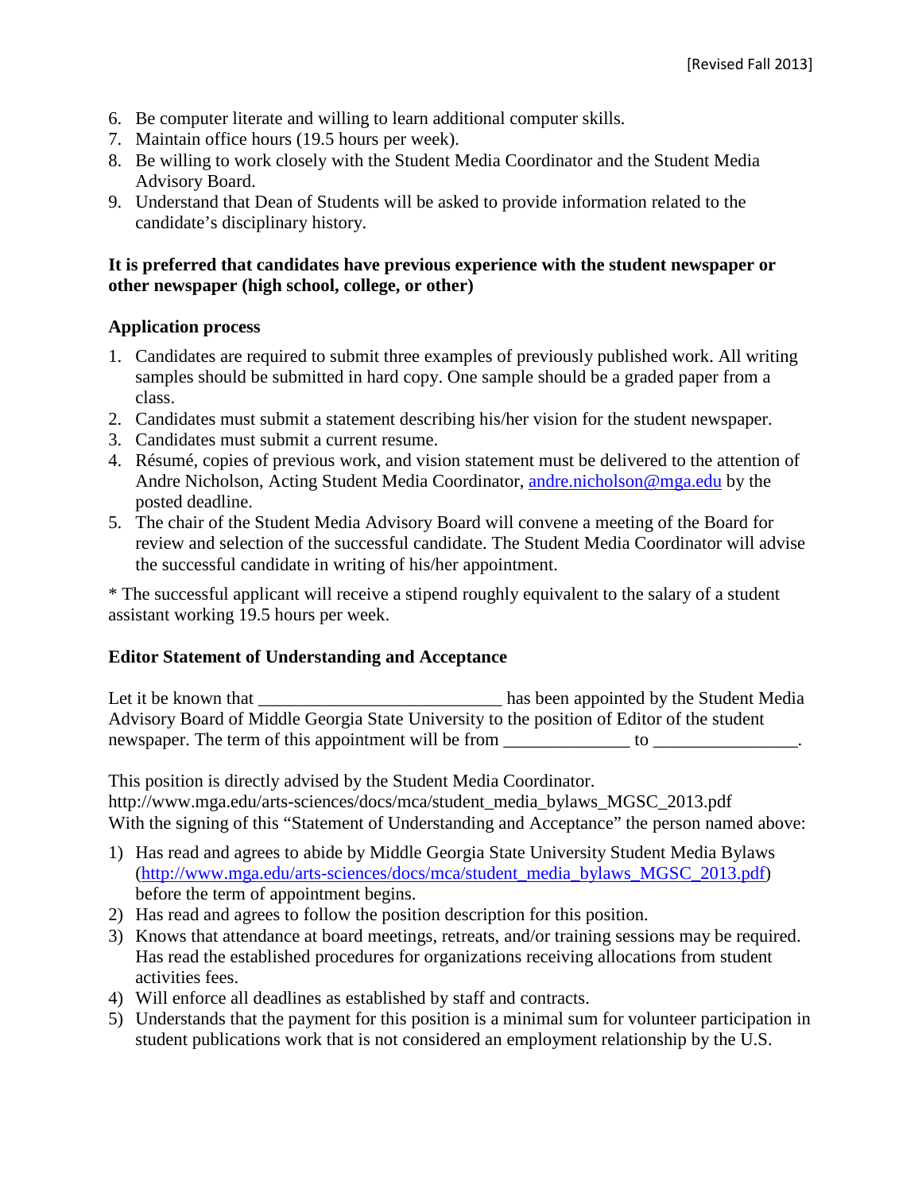6. Be computer literate and willing to learn additional computer skills.
7. Maintain office hours (19.5 hours per week).
8. Be willing to work closely with the Student Media Coordinator and the Student Media Advisory Board.
9. Understand that Dean of Students will be asked to provide information related to the candidate's disciplinary history.

**It is preferred that candidates have previous experience with the student newspaper or other newspaper (high school, college, or other)**

**Application process**

1. Candidates are required to submit three examples of previously published work. All writing samples should be submitted in hard copy. One sample should be a graded paper from a class.
2. Candidates must submit a statement describing his/her vision for the student newspaper.
3. Candidates must submit a current resume.
4. Résumé, copies of previous work, and vision statement must be delivered to the attention of Andre Nicholson, Acting Student Media Coordinator, andre.nicholson@mga.edu by the posted deadline.
5. The chair of the Student Media Advisory Board will convene a meeting of the Board for review and selection of the successful candidate. The Student Media Coordinator will advise the successful candidate in writing of his/her appointment.

* The successful applicant will receive a stipend roughly equivalent to the salary of a student assistant working 19.5 hours per week.

**Editor Statement of Understanding and Acceptance**

Let it be known that ___________________________ has been appointed by the Student Media Advisory Board of Middle Georgia State University to the position of Editor of the student newspaper. The term of this appointment will be from ______________ to ________________.

This position is directly advised by the Student Media Coordinator.
http://www.mga.edu/arts-sciences/docs/mca/student_media_bylaws_MGSC_2013.pdf
With the signing of this "Statement of Understanding and Acceptance" the person named above:

1) Has read and agrees to abide by Middle Georgia State University Student Media Bylaws (http://www.mga.edu/arts-sciences/docs/mca/student_media_bylaws_MGSC_2013.pdf) before the term of appointment begins.
2) Has read and agrees to follow the position description for this position.
3) Knows that attendance at board meetings, retreats, and/or training sessions may be required. Has read the established procedures for organizations receiving allocations from student activities fees.
4) Will enforce all deadlines as established by staff and contracts.
5) Understands that the payment for this position is a minimal sum for volunteer participation in student publications work that is not considered an employment relationship by the U.S.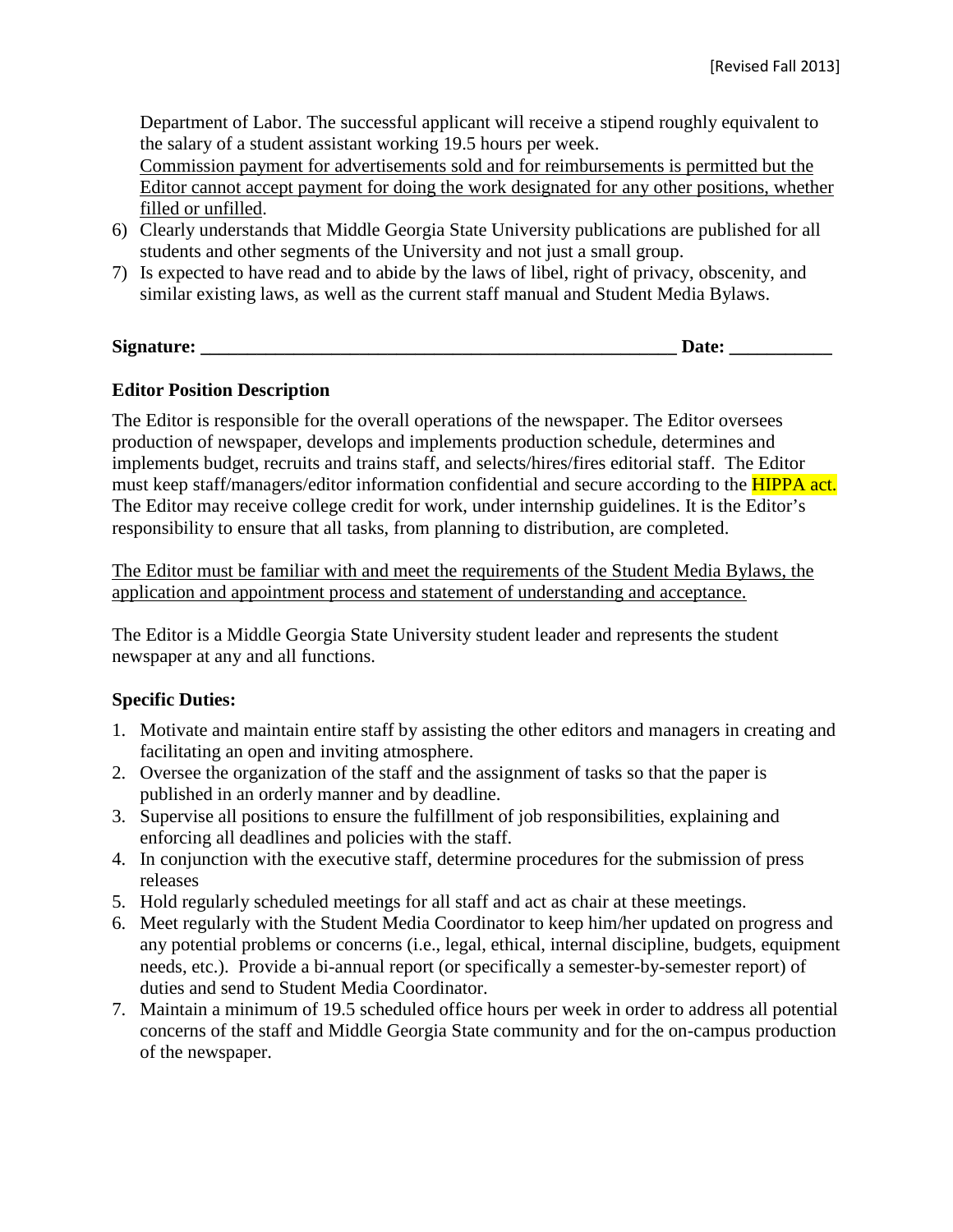Department of Labor. The successful applicant will receive a stipend roughly equivalent to the salary of a student assistant working 19.5 hours per week.
Commission payment for advertisements sold and for reimbursements is permitted but the Editor cannot accept payment for doing the work designated for any other positions, whether filled or unfilled.

6) Clearly understands that Middle Georgia State University publications are published for all students and other segments of the University and not just a small group.
7) Is expected to have read and to abide by the laws of libel, right of privacy, obscenity, and similar existing laws, as well as the current staff manual and Student Media Bylaws.

**Signature: ___________________________________________________ Date: ___________**

**Editor Position Description**

The Editor is responsible for the overall operations of the newspaper. The Editor oversees production of newspaper, develops and implements production schedule, determines and implements budget, recruits and trains staff, and selects/hires/fires editorial staff. The Editor must keep staff/managers/editor information confidential and secure according to the HIPPA act. The Editor may receive college credit for work, under internship guidelines. It is the Editor's responsibility to ensure that all tasks, from planning to distribution, are completed.

The Editor must be familiar with and meet the requirements of the Student Media Bylaws, the application and appointment process and statement of understanding and acceptance.

The Editor is a Middle Georgia State University student leader and represents the student newspaper at any and all functions.

**Specific Duties:**

1. Motivate and maintain entire staff by assisting the other editors and managers in creating and facilitating an open and inviting atmosphere.
2. Oversee the organization of the staff and the assignment of tasks so that the paper is published in an orderly manner and by deadline.
3. Supervise all positions to ensure the fulfillment of job responsibilities, explaining and enforcing all deadlines and policies with the staff.
4. In conjunction with the executive staff, determine procedures for the submission of press releases
5. Hold regularly scheduled meetings for all staff and act as chair at these meetings.
6. Meet regularly with the Student Media Coordinator to keep him/her updated on progress and any potential problems or concerns (i.e., legal, ethical, internal discipline, budgets, equipment needs, etc.). Provide a bi-annual report (or specifically a semester-by-semester report) of duties and send to Student Media Coordinator.
7. Maintain a minimum of 19.5 scheduled office hours per week in order to address all potential concerns of the staff and Middle Georgia State community and for the on-campus production of the newspaper.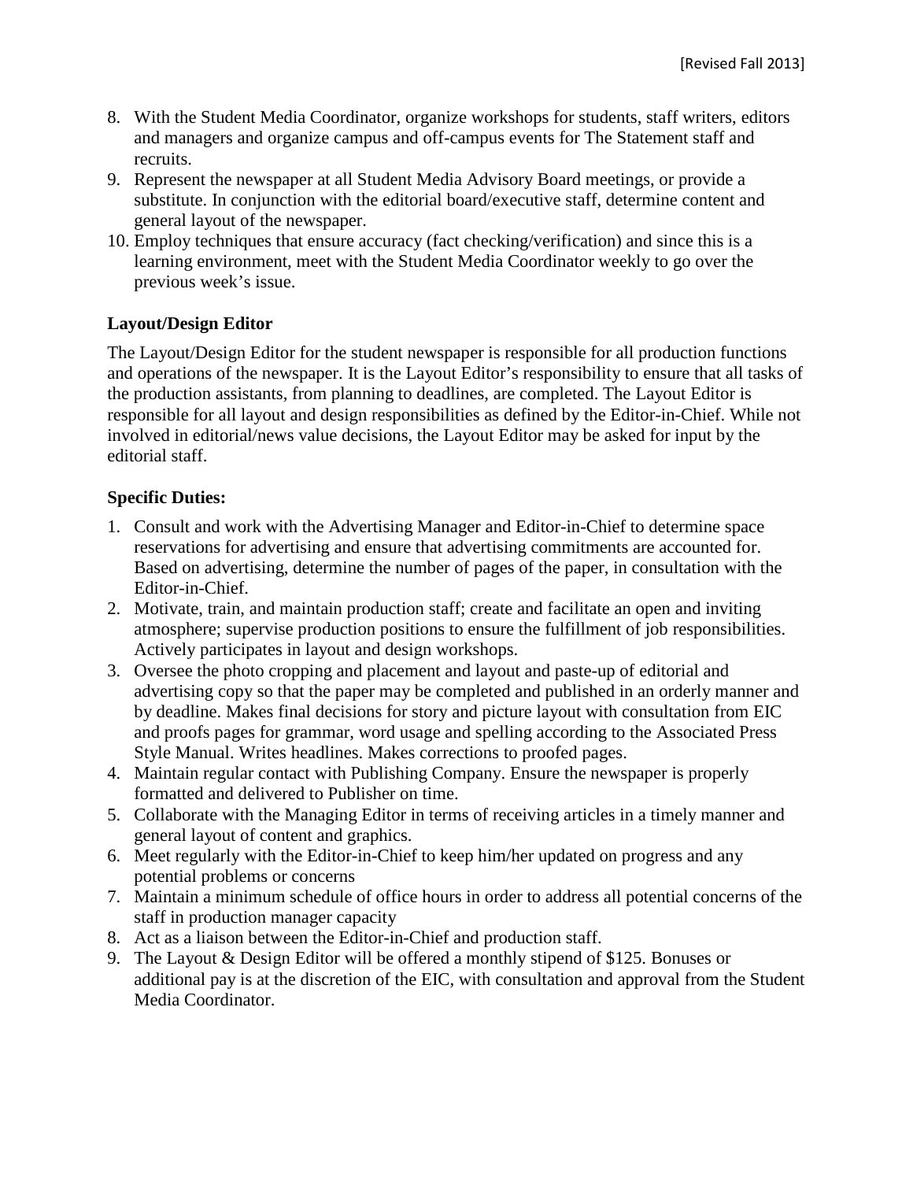8. With the Student Media Coordinator, organize workshops for students, staff writers, editors and managers and organize campus and off-campus events for The Statement staff and recruits.
9. Represent the newspaper at all Student Media Advisory Board meetings, or provide a substitute. In conjunction with the editorial board/executive staff, determine content and general layout of the newspaper.
10. Employ techniques that ensure accuracy (fact checking/verification) and since this is a learning environment, meet with the Student Media Coordinator weekly to go over the previous week's issue.

**Layout/Design Editor**

The Layout/Design Editor for the student newspaper is responsible for all production functions and operations of the newspaper. It is the Layout Editor's responsibility to ensure that all tasks of the production assistants, from planning to deadlines, are completed. The Layout Editor is responsible for all layout and design responsibilities as defined by the Editor-in-Chief. While not involved in editorial/news value decisions, the Layout Editor may be asked for input by the editorial staff.

**Specific Duties:**

1. Consult and work with the Advertising Manager and Editor-in-Chief to determine space reservations for advertising and ensure that advertising commitments are accounted for. Based on advertising, determine the number of pages of the paper, in consultation with the Editor-in-Chief.
2. Motivate, train, and maintain production staff; create and facilitate an open and inviting atmosphere; supervise production positions to ensure the fulfillment of job responsibilities. Actively participates in layout and design workshops.
3. Oversee the photo cropping and placement and layout and paste-up of editorial and advertising copy so that the paper may be completed and published in an orderly manner and by deadline. Makes final decisions for story and picture layout with consultation from EIC and proofs pages for grammar, word usage and spelling according to the Associated Press Style Manual. Writes headlines. Makes corrections to proofed pages.
4. Maintain regular contact with Publishing Company. Ensure the newspaper is properly formatted and delivered to Publisher on time.
5. Collaborate with the Managing Editor in terms of receiving articles in a timely manner and general layout of content and graphics.
6. Meet regularly with the Editor-in-Chief to keep him/her updated on progress and any potential problems or concerns
7. Maintain a minimum schedule of office hours in order to address all potential concerns of the staff in production manager capacity
8. Act as a liaison between the Editor-in-Chief and production staff.
9. The Layout & Design Editor will be offered a monthly stipend of $125. Bonuses or additional pay is at the discretion of the EIC, with consultation and approval from the Student Media Coordinator.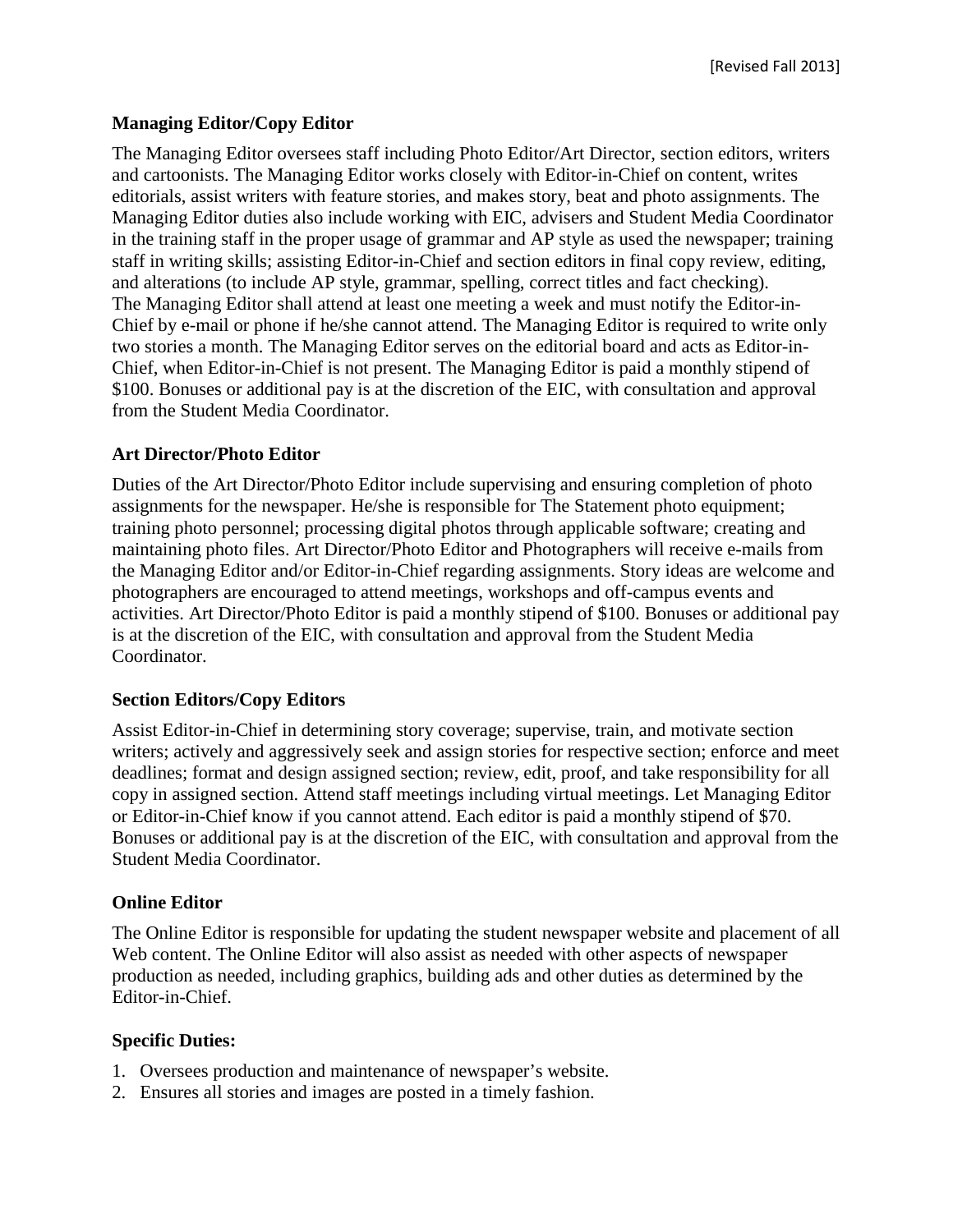**Managing Editor/Copy Editor**

The Managing Editor oversees staff including Photo Editor/Art Director, section editors, writers and cartoonists. The Managing Editor works closely with Editor-in-Chief on content, writes editorials, assist writers with feature stories, and makes story, beat and photo assignments. The Managing Editor duties also include working with EIC, advisers and Student Media Coordinator in the training staff in the proper usage of grammar and AP style as used the newspaper; training staff in writing skills; assisting Editor-in-Chief and section editors in final copy review, editing, and alterations (to include AP style, grammar, spelling, correct titles and fact checking). The Managing Editor shall attend at least one meeting a week and must notify the Editor-in-Chief by e-mail or phone if he/she cannot attend. The Managing Editor is required to write only two stories a month. The Managing Editor serves on the editorial board and acts as Editor-in-Chief, when Editor-in-Chief is not present. The Managing Editor is paid a monthly stipend of $100. Bonuses or additional pay is at the discretion of the EIC, with consultation and approval from the Student Media Coordinator.

**Art Director/Photo Editor**

Duties of the Art Director/Photo Editor include supervising and ensuring completion of photo assignments for the newspaper. He/she is responsible for The Statement photo equipment; training photo personnel; processing digital photos through applicable software; creating and maintaining photo files. Art Director/Photo Editor and Photographers will receive e-mails from the Managing Editor and/or Editor-in-Chief regarding assignments. Story ideas are welcome and photographers are encouraged to attend meetings, workshops and off-campus events and activities. Art Director/Photo Editor is paid a monthly stipend of $100. Bonuses or additional pay is at the discretion of the EIC, with consultation and approval from the Student Media Coordinator.

**Section Editors/Copy Editors**

Assist Editor-in-Chief in determining story coverage; supervise, train, and motivate section writers; actively and aggressively seek and assign stories for respective section; enforce and meet deadlines; format and design assigned section; review, edit, proof, and take responsibility for all copy in assigned section. Attend staff meetings including virtual meetings. Let Managing Editor or Editor-in-Chief know if you cannot attend. Each editor is paid a monthly stipend of $70. Bonuses or additional pay is at the discretion of the EIC, with consultation and approval from the Student Media Coordinator.

**Online Editor**

The Online Editor is responsible for updating the student newspaper website and placement of all Web content. The Online Editor will also assist as needed with other aspects of newspaper production as needed, including graphics, building ads and other duties as determined by the Editor-in-Chief.

**Specific Duties:**

1. Oversees production and maintenance of newspaper's website.
2. Ensures all stories and images are posted in a timely fashion.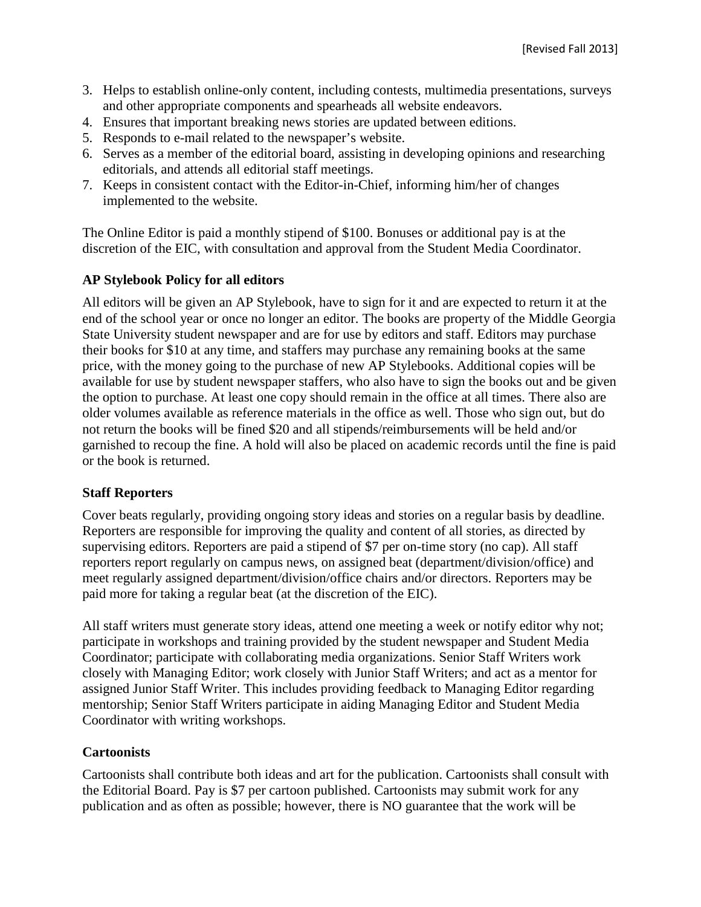3. Helps to establish online-only content, including contests, multimedia presentations, surveys and other appropriate components and spearheads all website endeavors.
4. Ensures that important breaking news stories are updated between editions.
5. Responds to e-mail related to the newspaper's website.
6. Serves as a member of the editorial board, assisting in developing opinions and researching editorials, and attends all editorial staff meetings.
7. Keeps in consistent contact with the Editor-in-Chief, informing him/her of changes implemented to the website.

The Online Editor is paid a monthly stipend of $100. Bonuses or additional pay is at the discretion of the EIC, with consultation and approval from the Student Media Coordinator.

### AP Stylebook Policy for all editors

All editors will be given an AP Stylebook, have to sign for it and are expected to return it at the end of the school year or once no longer an editor. The books are property of the Middle Georgia State University student newspaper and are for use by editors and staff. Editors may purchase their books for $10 at any time, and staffers may purchase any remaining books at the same price, with the money going to the purchase of new AP Stylebooks. Additional copies will be available for use by student newspaper staffers, who also have to sign the books out and be given the option to purchase. At least one copy should remain in the office at all times. There also are older volumes available as reference materials in the office as well. Those who sign out, but do not return the books will be fined $20 and all stipends/reimbursements will be held and/or garnished to recoup the fine. A hold will also be placed on academic records until the fine is paid or the book is returned.

### Staff Reporters

Cover beats regularly, providing ongoing story ideas and stories on a regular basis by deadline. Reporters are responsible for improving the quality and content of all stories, as directed by supervising editors. Reporters are paid a stipend of $7 per on-time story (no cap). All staff reporters report regularly on campus news, on assigned beat (department/division/office) and meet regularly assigned department/division/office chairs and/or directors. Reporters may be paid more for taking a regular beat (at the discretion of the EIC).

All staff writers must generate story ideas, attend one meeting a week or notify editor why not; participate in workshops and training provided by the student newspaper and Student Media Coordinator; participate with collaborating media organizations. Senior Staff Writers work closely with Managing Editor; work closely with Junior Staff Writers; and act as a mentor for assigned Junior Staff Writer. This includes providing feedback to Managing Editor regarding mentorship; Senior Staff Writers participate in aiding Managing Editor and Student Media Coordinator with writing workshops.

### Cartoonists

Cartoonists shall contribute both ideas and art for the publication. Cartoonists shall consult with the Editorial Board. Pay is $7 per cartoon published. Cartoonists may submit work for any publication and as often as possible; however, there is NO guarantee that the work will be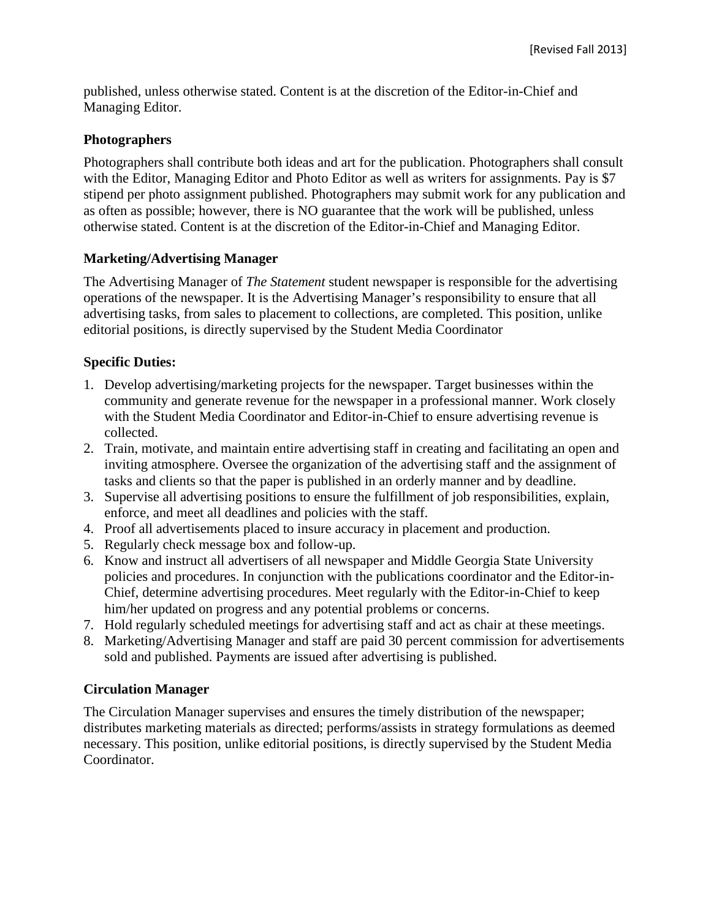published, unless otherwise stated. Content is at the discretion of the Editor-in-Chief and Managing Editor.

**Photographers**

Photographers shall contribute both ideas and art for the publication. Photographers shall consult with the Editor, Managing Editor and Photo Editor as well as writers for assignments. Pay is $7 stipend per photo assignment published. Photographers may submit work for any publication and as often as possible; however, there is NO guarantee that the work will be published, unless otherwise stated. Content is at the discretion of the Editor-in-Chief and Managing Editor.

**Marketing/Advertising Manager**

The Advertising Manager of *The Statement* student newspaper is responsible for the advertising operations of the newspaper. It is the Advertising Manager's responsibility to ensure that all advertising tasks, from sales to placement to collections, are completed. This position, unlike editorial positions, is directly supervised by the Student Media Coordinator

**Specific Duties:**

1. Develop advertising/marketing projects for the newspaper. Target businesses within the community and generate revenue for the newspaper in a professional manner. Work closely with the Student Media Coordinator and Editor-in-Chief to ensure advertising revenue is collected.
2. Train, motivate, and maintain entire advertising staff in creating and facilitating an open and inviting atmosphere. Oversee the organization of the advertising staff and the assignment of tasks and clients so that the paper is published in an orderly manner and by deadline.
3. Supervise all advertising positions to ensure the fulfillment of job responsibilities, explain, enforce, and meet all deadlines and policies with the staff.
4. Proof all advertisements placed to insure accuracy in placement and production.
5. Regularly check message box and follow-up.
6. Know and instruct all advertisers of all newspaper and Middle Georgia State University policies and procedures. In conjunction with the publications coordinator and the Editor-in-Chief, determine advertising procedures. Meet regularly with the Editor-in-Chief to keep him/her updated on progress and any potential problems or concerns.
7. Hold regularly scheduled meetings for advertising staff and act as chair at these meetings.
8. Marketing/Advertising Manager and staff are paid 30 percent commission for advertisements sold and published. Payments are issued after advertising is published.

**Circulation Manager**

The Circulation Manager supervises and ensures the timely distribution of the newspaper; distributes marketing materials as directed; performs/assists in strategy formulations as deemed necessary. This position, unlike editorial positions, is directly supervised by the Student Media Coordinator.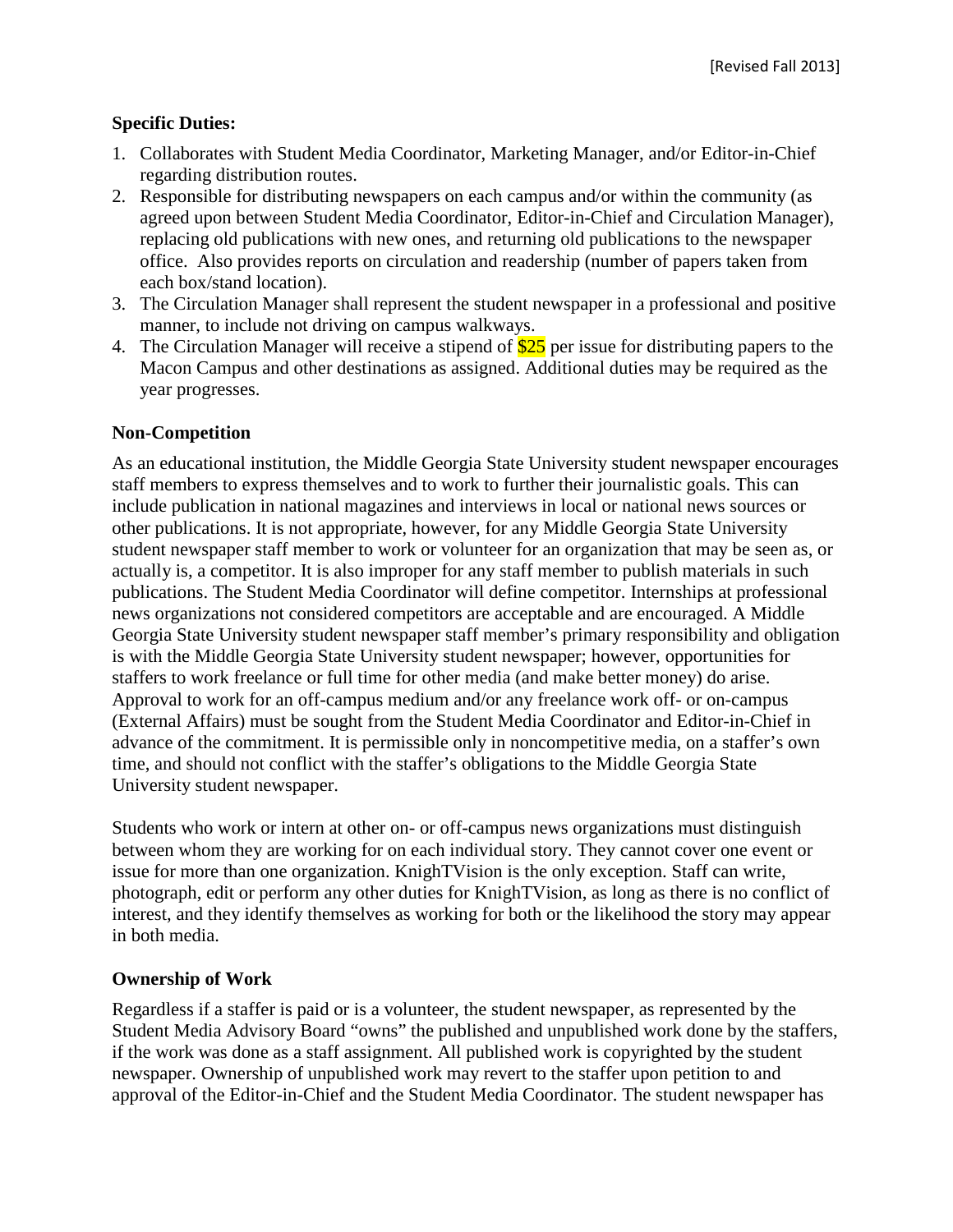**Specific Duties:**

1. Collaborates with Student Media Coordinator, Marketing Manager, and/or Editor-in-Chief regarding distribution routes.
2. Responsible for distributing newspapers on each campus and/or within the community (as agreed upon between Student Media Coordinator, Editor-in-Chief and Circulation Manager), replacing old publications with new ones, and returning old publications to the newspaper office. Also provides reports on circulation and readership (number of papers taken from each box/stand location).
3. The Circulation Manager shall represent the student newspaper in a professional and positive manner, to include not driving on campus walkways.
4. The Circulation Manager will receive a stipend of $25 per issue for distributing papers to the Macon Campus and other destinations as assigned. Additional duties may be required as the year progresses.

**Non-Competition**

As an educational institution, the Middle Georgia State University student newspaper encourages staff members to express themselves and to work to further their journalistic goals. This can include publication in national magazines and interviews in local or national news sources or other publications. It is not appropriate, however, for any Middle Georgia State University student newspaper staff member to work or volunteer for an organization that may be seen as, or actually is, a competitor. It is also improper for any staff member to publish materials in such publications. The Student Media Coordinator will define competitor. Internships at professional news organizations not considered competitors are acceptable and are encouraged. A Middle Georgia State University student newspaper staff member's primary responsibility and obligation is with the Middle Georgia State University student newspaper; however, opportunities for staffers to work freelance or full time for other media (and make better money) do arise. Approval to work for an off-campus medium and/or any freelance work off- or on-campus (External Affairs) must be sought from the Student Media Coordinator and Editor-in-Chief in advance of the commitment. It is permissible only in noncompetitive media, on a staffer's own time, and should not conflict with the staffer's obligations to the Middle Georgia State University student newspaper.

Students who work or intern at other on- or off-campus news organizations must distinguish between whom they are working for on each individual story. They cannot cover one event or issue for more than one organization. KnighTVision is the only exception. Staff can write, photograph, edit or perform any other duties for KnighTVision, as long as there is no conflict of interest, and they identify themselves as working for both or the likelihood the story may appear in both media.

**Ownership of Work**

Regardless if a staffer is paid or is a volunteer, the student newspaper, as represented by the Student Media Advisory Board "owns" the published and unpublished work done by the staffers, if the work was done as a staff assignment. All published work is copyrighted by the student newspaper. Ownership of unpublished work may revert to the staffer upon petition to and approval of the Editor-in-Chief and the Student Media Coordinator. The student newspaper has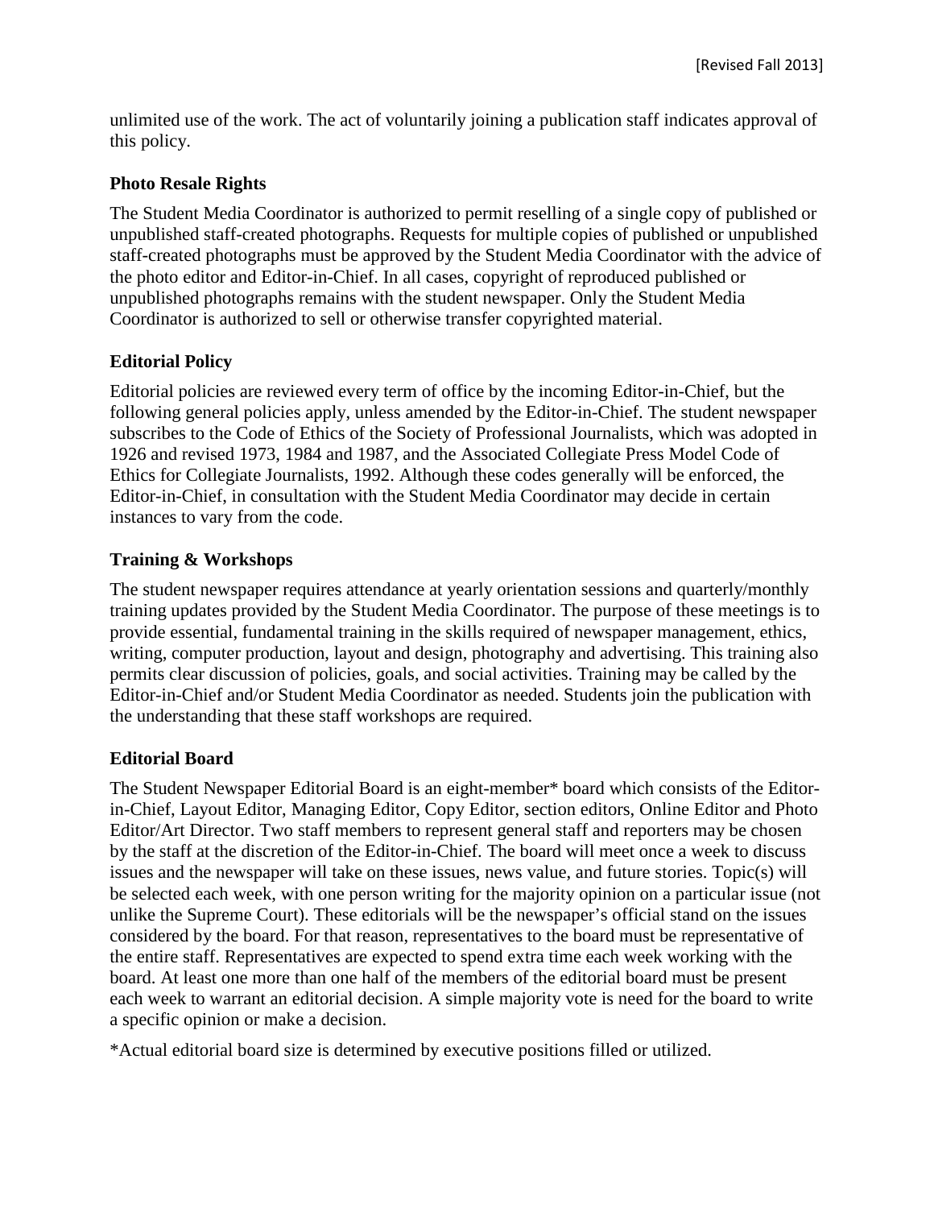unlimited use of the work. The act of voluntarily joining a publication staff indicates approval of this policy.

### Photo Resale Rights

The Student Media Coordinator is authorized to permit reselling of a single copy of published or unpublished staff-created photographs. Requests for multiple copies of published or unpublished staff-created photographs must be approved by the Student Media Coordinator with the advice of the photo editor and Editor-in-Chief. In all cases, copyright of reproduced published or unpublished photographs remains with the student newspaper. Only the Student Media Coordinator is authorized to sell or otherwise transfer copyrighted material.

### Editorial Policy

Editorial policies are reviewed every term of office by the incoming Editor-in-Chief, but the following general policies apply, unless amended by the Editor-in-Chief. The student newspaper subscribes to the Code of Ethics of the Society of Professional Journalists, which was adopted in 1926 and revised 1973, 1984 and 1987, and the Associated Collegiate Press Model Code of Ethics for Collegiate Journalists, 1992. Although these codes generally will be enforced, the Editor-in-Chief, in consultation with the Student Media Coordinator may decide in certain instances to vary from the code.

### Training & Workshops

The student newspaper requires attendance at yearly orientation sessions and quarterly/monthly training updates provided by the Student Media Coordinator. The purpose of these meetings is to provide essential, fundamental training in the skills required of newspaper management, ethics, writing, computer production, layout and design, photography and advertising. This training also permits clear discussion of policies, goals, and social activities. Training may be called by the Editor-in-Chief and/or Student Media Coordinator as needed. Students join the publication with the understanding that these staff workshops are required.

### Editorial Board

The Student Newspaper Editorial Board is an eight-member* board which consists of the Editor-in-Chief, Layout Editor, Managing Editor, Copy Editor, section editors, Online Editor and Photo Editor/Art Director. Two staff members to represent general staff and reporters may be chosen by the staff at the discretion of the Editor-in-Chief. The board will meet once a week to discuss issues and the newspaper will take on these issues, news value, and future stories. Topic(s) will be selected each week, with one person writing for the majority opinion on a particular issue (not unlike the Supreme Court). These editorials will be the newspaper's official stand on the issues considered by the board. For that reason, representatives to the board must be representative of the entire staff. Representatives are expected to spend extra time each week working with the board. At least one more than one half of the members of the editorial board must be present each week to warrant an editorial decision. A simple majority vote is need for the board to write a specific opinion or make a decision.

*Actual editorial board size is determined by executive positions filled or utilized.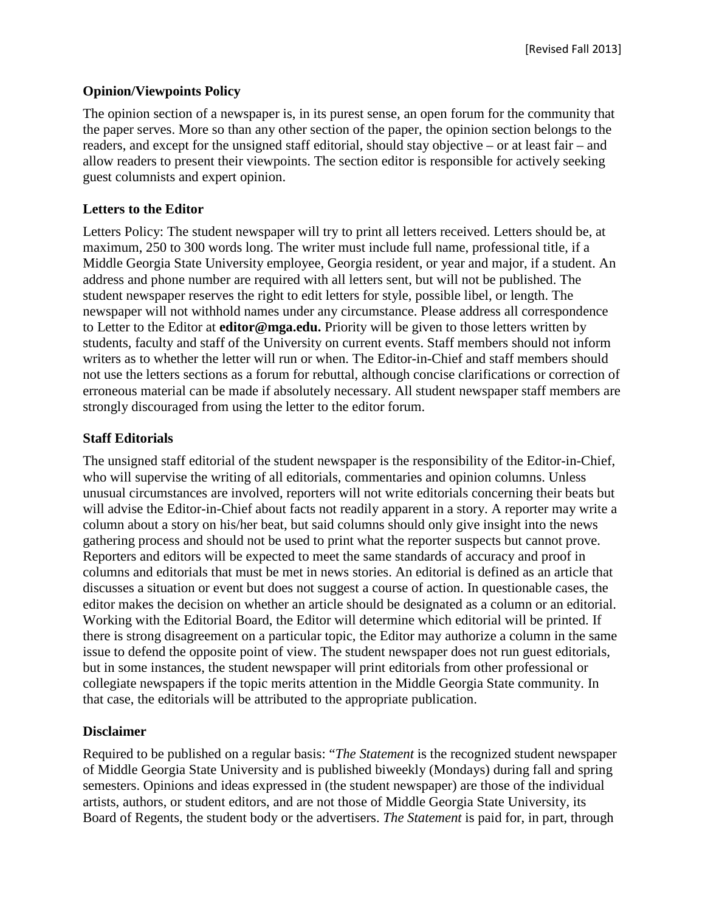[Revised Fall 2013]

**Opinion/Viewpoints Policy**

The opinion section of a newspaper is, in its purest sense, an open forum for the community that the paper serves. More so than any other section of the paper, the opinion section belongs to the readers, and except for the unsigned staff editorial, should stay objective – or at least fair – and allow readers to present their viewpoints. The section editor is responsible for actively seeking guest columnists and expert opinion.

**Letters to the Editor**

Letters Policy: The student newspaper will try to print all letters received. Letters should be, at maximum, 250 to 300 words long. The writer must include full name, professional title, if a Middle Georgia State University employee, Georgia resident, or year and major, if a student. An address and phone number are required with all letters sent, but will not be published. The student newspaper reserves the right to edit letters for style, possible libel, or length. The newspaper will not withhold names under any circumstance. Please address all correspondence to Letter to the Editor at **editor@mga.edu.** Priority will be given to those letters written by students, faculty and staff of the University on current events. Staff members should not inform writers as to whether the letter will run or when. The Editor-in-Chief and staff members should not use the letters sections as a forum for rebuttal, although concise clarifications or correction of erroneous material can be made if absolutely necessary. All student newspaper staff members are strongly discouraged from using the letter to the editor forum.

**Staff Editorials**

The unsigned staff editorial of the student newspaper is the responsibility of the Editor-in-Chief, who will supervise the writing of all editorials, commentaries and opinion columns. Unless unusual circumstances are involved, reporters will not write editorials concerning their beats but will advise the Editor-in-Chief about facts not readily apparent in a story. A reporter may write a column about a story on his/her beat, but said columns should only give insight into the news gathering process and should not be used to print what the reporter suspects but cannot prove. Reporters and editors will be expected to meet the same standards of accuracy and proof in columns and editorials that must be met in news stories. An editorial is defined as an article that discusses a situation or event but does not suggest a course of action. In questionable cases, the editor makes the decision on whether an article should be designated as a column or an editorial. Working with the Editorial Board, the Editor will determine which editorial will be printed. If there is strong disagreement on a particular topic, the Editor may authorize a column in the same issue to defend the opposite point of view. The student newspaper does not run guest editorials, but in some instances, the student newspaper will print editorials from other professional or collegiate newspapers if the topic merits attention in the Middle Georgia State community. In that case, the editorials will be attributed to the appropriate publication.

**Disclaimer**

Required to be published on a regular basis: "*The Statement* is the recognized student newspaper of Middle Georgia State University and is published biweekly (Mondays) during fall and spring semesters. Opinions and ideas expressed in (the student newspaper) are those of the individual artists, authors, or student editors, and are not those of Middle Georgia State University, its Board of Regents, the student body or the advertisers. *The Statement* is paid for, in part, through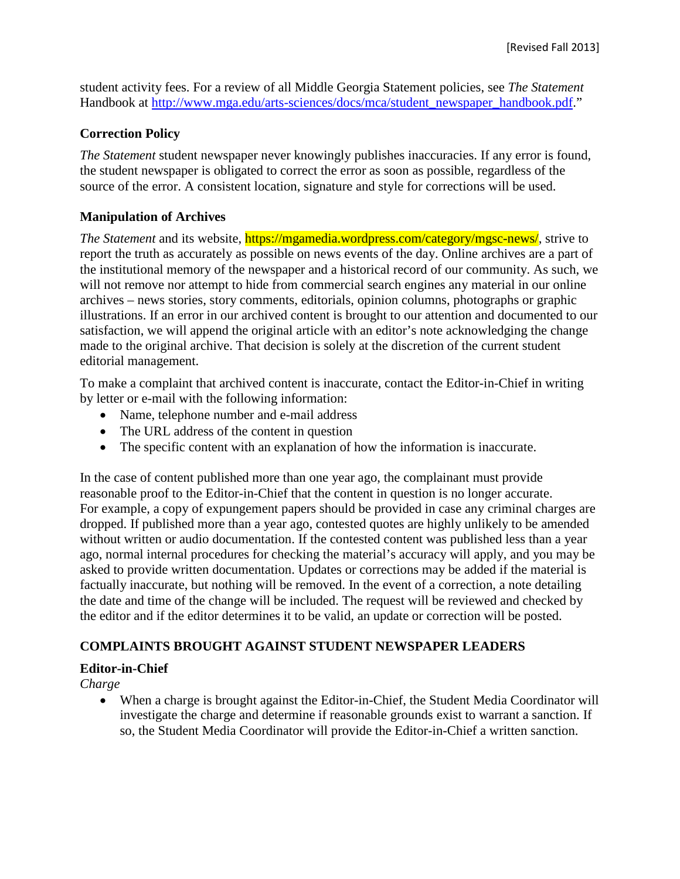student activity fees. For a review of all Middle Georgia Statement policies, see *The Statement* Handbook at http://www.mga.edu/arts-sciences/docs/mca/student_newspaper_handbook.pdf."

### Correction Policy

*The Statement* student newspaper never knowingly publishes inaccuracies. If any error is found, the student newspaper is obligated to correct the error as soon as possible, regardless of the source of the error. A consistent location, signature and style for corrections will be used.

### Manipulation of Archives

*The Statement* and its website, https://mgamedia.wordpress.com/category/mgsc-news/, strive to report the truth as accurately as possible on news events of the day. Online archives are a part of the institutional memory of the newspaper and a historical record of our community. As such, we will not remove nor attempt to hide from commercial search engines any material in our online archives – news stories, story comments, editorials, opinion columns, photographs or graphic illustrations. If an error in our archived content is brought to our attention and documented to our satisfaction, we will append the original article with an editor's note acknowledging the change made to the original archive. That decision is solely at the discretion of the current student editorial management.

To make a complaint that archived content is inaccurate, contact the Editor-in-Chief in writing by letter or e-mail with the following information:

- Name, telephone number and e-mail address
- The URL address of the content in question
- The specific content with an explanation of how the information is inaccurate.

In the case of content published more than one year ago, the complainant must provide reasonable proof to the Editor-in-Chief that the content in question is no longer accurate. For example, a copy of expungement papers should be provided in case any criminal charges are dropped. If published more than a year ago, contested quotes are highly unlikely to be amended without written or audio documentation. If the contested content was published less than a year ago, normal internal procedures for checking the material's accuracy will apply, and you may be asked to provide written documentation. Updates or corrections may be added if the material is factually inaccurate, but nothing will be removed. In the event of a correction, a note detailing the date and time of the change will be included. The request will be reviewed and checked by the editor and if the editor determines it to be valid, an update or correction will be posted.

## COMPLAINTS BROUGHT AGAINST STUDENT NEWSPAPER LEADERS

### Editor-in-Chief

*Charge*

- When a charge is brought against the Editor-in-Chief, the Student Media Coordinator will investigate the charge and determine if reasonable grounds exist to warrant a sanction. If so, the Student Media Coordinator will provide the Editor-in-Chief a written sanction.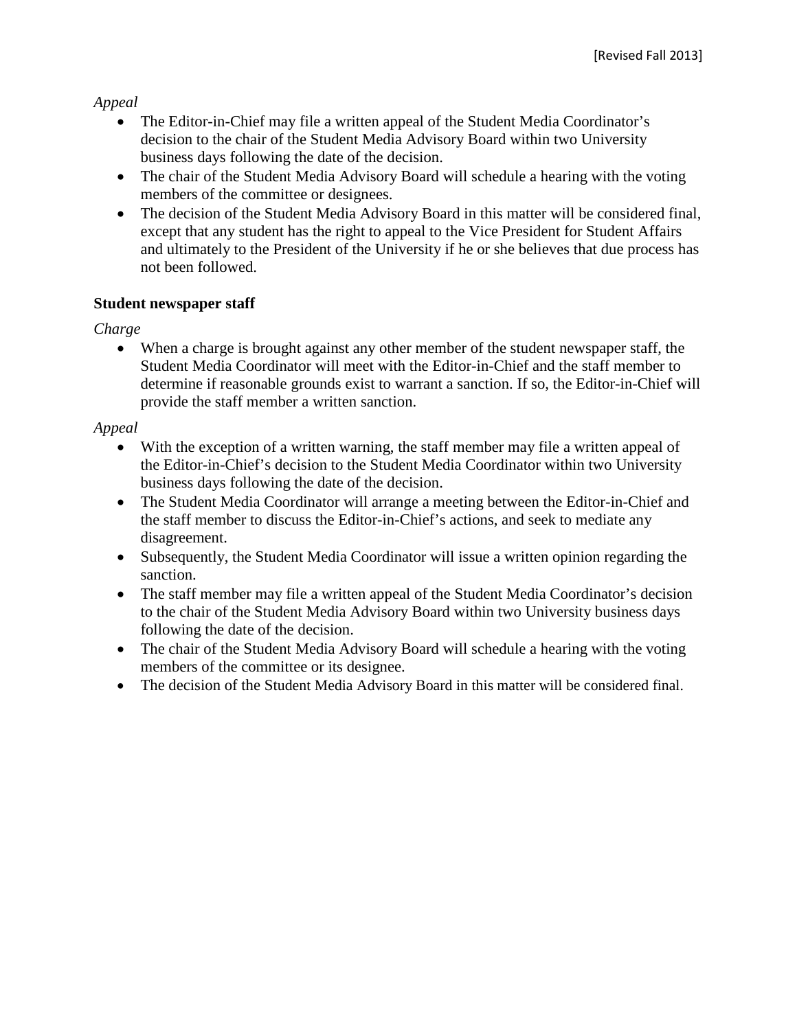*Appeal*

- The Editor-in-Chief may file a written appeal of the Student Media Coordinator's decision to the chair of the Student Media Advisory Board within two University business days following the date of the decision.
- The chair of the Student Media Advisory Board will schedule a hearing with the voting members of the committee or designees.
- The decision of the Student Media Advisory Board in this matter will be considered final, except that any student has the right to appeal to the Vice President for Student Affairs and ultimately to the President of the University if he or she believes that due process has not been followed.

**Student newspaper staff**

*Charge*

- When a charge is brought against any other member of the student newspaper staff, the Student Media Coordinator will meet with the Editor-in-Chief and the staff member to determine if reasonable grounds exist to warrant a sanction. If so, the Editor-in-Chief will provide the staff member a written sanction.

*Appeal*

- With the exception of a written warning, the staff member may file a written appeal of the Editor-in-Chief's decision to the Student Media Coordinator within two University business days following the date of the decision.
- The Student Media Coordinator will arrange a meeting between the Editor-in-Chief and the staff member to discuss the Editor-in-Chief's actions, and seek to mediate any disagreement.
- Subsequently, the Student Media Coordinator will issue a written opinion regarding the sanction.
- The staff member may file a written appeal of the Student Media Coordinator's decision to the chair of the Student Media Advisory Board within two University business days following the date of the decision.
- The chair of the Student Media Advisory Board will schedule a hearing with the voting members of the committee or its designee.
- The decision of the Student Media Advisory Board in this matter will be considered final.